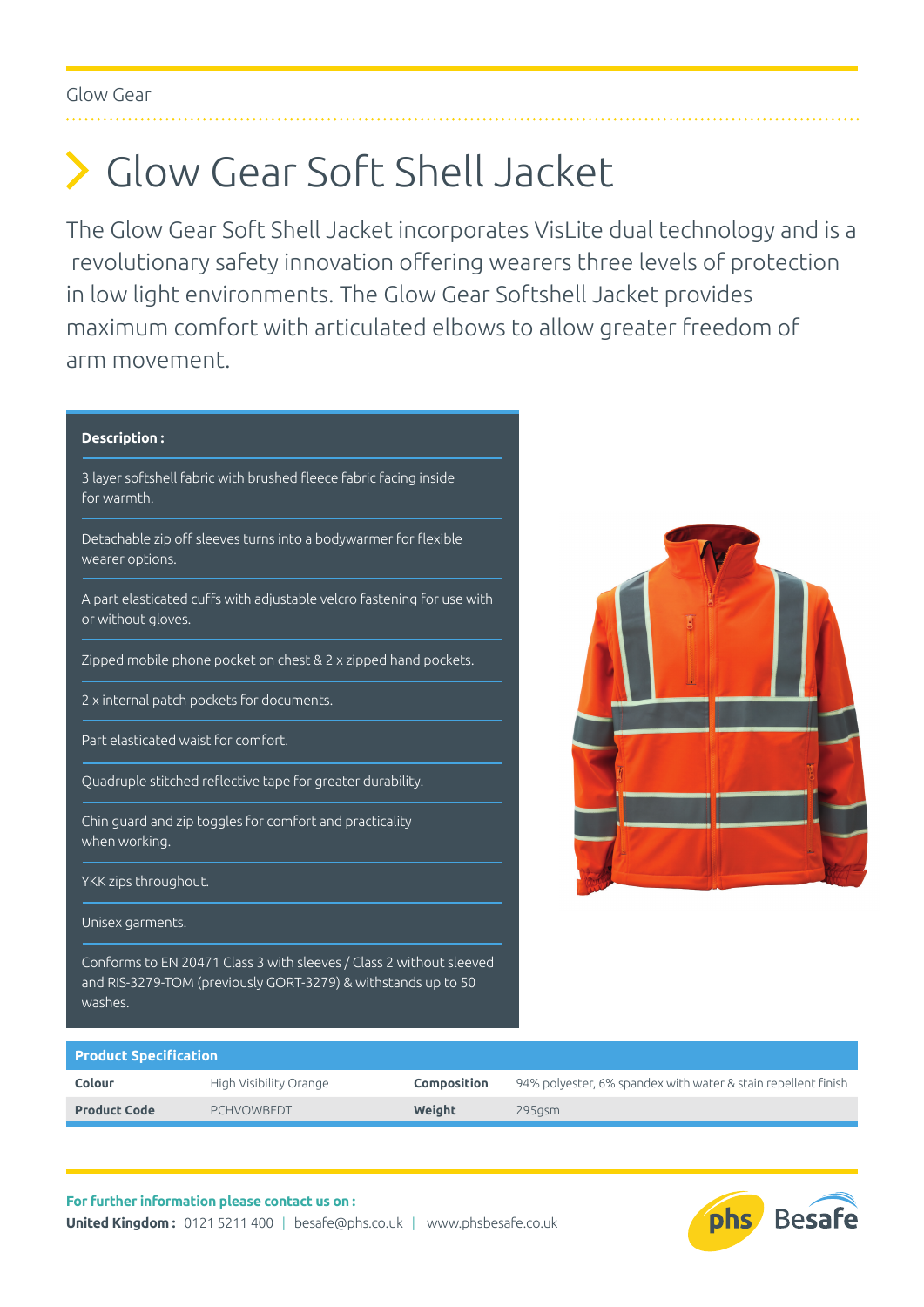Glow Gear

# Glow Gear Soft Shell Jacket

The Glow Gear Soft Shell Jacket incorporates VisLite dual technology and is a revolutionary safety innovation offering wearers three levels of protection in low light environments. The Glow Gear Softshell Jacket provides maximum comfort with articulated elbows to allow greater freedom of arm movement.

**Description :**

- 3 layer softshell fabric with brushed fleece fabric facing inside for warmth.
- Detachable zip off sleeves turns into a bodywarmer for flexible wearer options.
- A part elasticated cuffs with adjustable velcro fastening for use with or without gloves.
- Zipped mobile phone pocket on chest & 2 x zipped hand pockets.
- 2 x internal patch pockets for documents.
- Part elasticated waist for comfort.
- Quadruple stitched reflective tape for greater durability.
- Chin guard and zip toggles for comfort and practicality when working.
- YKK zips throughout.
- Unisex garments.
- Conforms to EN 20471 Class 3 with sleeves / Class 2 without sleeved and RIS-3279-TOM (previously GORT-3279) & withstands up to 50 washes.

**Product Specification**

| | | | |
|---|---|---|---|
| **Colour** | High Visibility Orange | **Composition** | 94% polyester, 6% spandex with water & stain repellent finish |
| **Product Code** | PCHVOWBFDT | **Weight** | 295gsm |

**For further information please contact us on :**

**United Kingdom :** 0121 5211 400 | besafe@phs.co.uk | www.phsbesafe.co.uk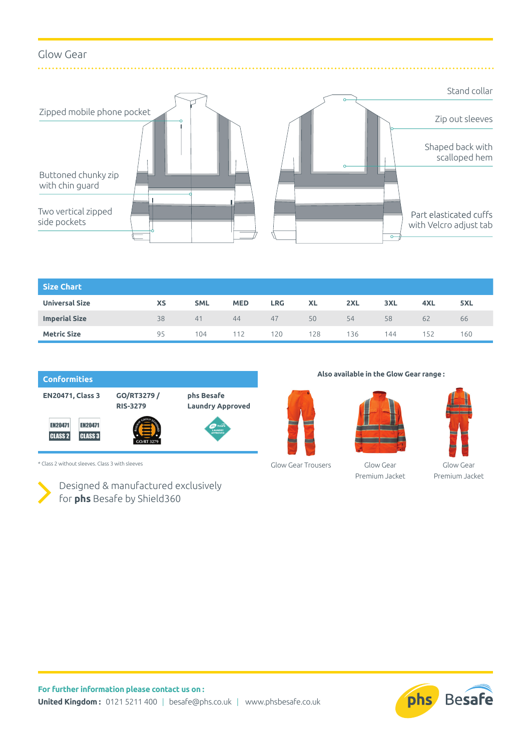# Glow Gear

Zipped mobile phone pocket

Buttoned chunky zip with chin guard

Two vertical zipped side pockets

Stand collar

Zip out sleeves

Shaped back with scalloped hem

Part elasticated cuffs with Velcro adjust tab

## Size Chart

| Universal Size | XS | SML | MED | LRG | XL | 2XL | 3XL | 4XL | 5XL |
|---|---|---|---|---|---|---|---|---|---|
| Imperial Size | 38 | 41 | 44 | 47 | 50 | 54 | 58 | 62 | 66 |
| Metric Size | 95 | 104 | 112 | 120 | 128 | 136 | 144 | 152 | 160 |

## Conformities

| EN20471, Class 3 | GO/RT3279 / RIS-3279 | phs Besafe Laundry Approved |
|---|---|---|
| EN20471 CLASS 2, EN20471 CLASS 3 | GO/RT 3279 | LAUNDRY APPROVED |

* Class 2 without sleeves. Class 3 with sleeves

Designed & manufactured exclusively for **phs** Besafe by Shield360

**Also available in the Glow Gear range :**

Glow Gear Trousers

Glow Gear Premium Jacket

Glow Gear Premium Jacket

**For further information please contact us on :**

**United Kingdom :** 0121 5211 400 | besafe@phs.co.uk | www.phsbesafe.co.uk